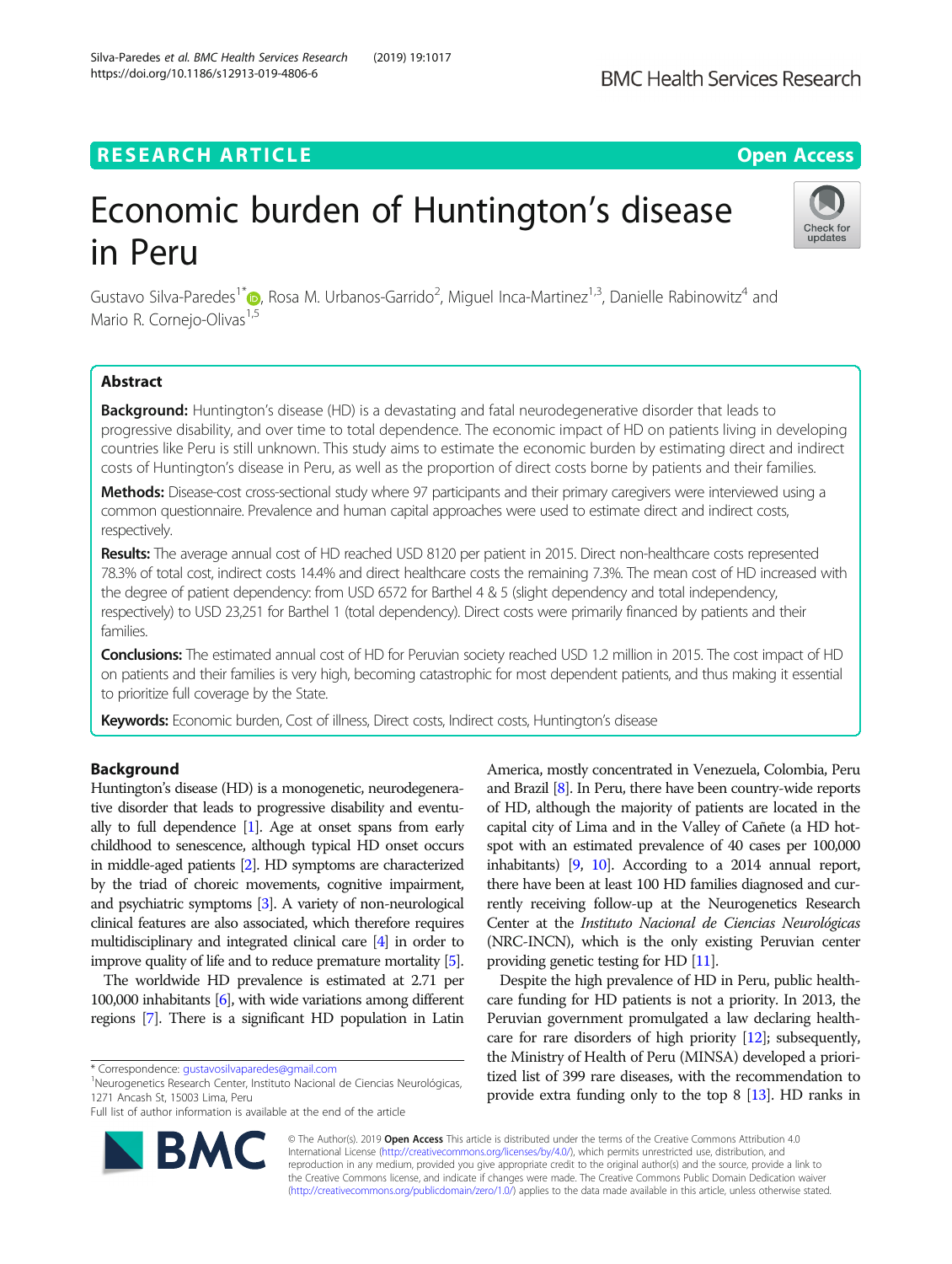RESEARCH ARTICLE

Open Access

# Economic burden of Huntington's disease in Peru

Gustavo Silva-Paredes[1*], Rosa M. Urbanos-Garrido[2], Miguel Inca-Martinez[1,3], Danielle Rabinowitz[4] and Mario R. Cornejo-Olivas[1,5]

## Abstract

**Background:** Huntington's disease (HD) is a devastating and fatal neurodegenerative disorder that leads to progressive disability, and over time to total dependence. The economic impact of HD on patients living in developing countries like Peru is still unknown. This study aims to estimate the economic burden by estimating direct and indirect costs of Huntington's disease in Peru, as well as the proportion of direct costs borne by patients and their families.

**Methods:** Disease-cost cross-sectional study where 97 participants and their primary caregivers were interviewed using a common questionnaire. Prevalence and human capital approaches were used to estimate direct and indirect costs, respectively.

**Results:** The average annual cost of HD reached USD 8120 per patient in 2015. Direct non-healthcare costs represented 78.3% of total cost, indirect costs 14.4% and direct healthcare costs the remaining 7.3%. The mean cost of HD increased with the degree of patient dependency: from USD 6572 for Barthel 4 & 5 (slight dependency and total independency, respectively) to USD 23,251 for Barthel 1 (total dependency). Direct costs were primarily financed by patients and their families.

**Conclusions:** The estimated annual cost of HD for Peruvian society reached USD 1.2 million in 2015. The cost impact of HD on patients and their families is very high, becoming catastrophic for most dependent patients, and thus making it essential to prioritize full coverage by the State.

**Keywords:** Economic burden, Cost of illness, Direct costs, Indirect costs, Huntington's disease

## Background

Huntington's disease (HD) is a monogenetic, neurodegenerative disorder that leads to progressive disability and eventually to full dependence [1]. Age at onset spans from early childhood to senescence, although typical HD onset occurs in middle-aged patients [2]. HD symptoms are characterized by the triad of choreic movements, cognitive impairment, and psychiatric symptoms [3]. A variety of non-neurological clinical features are also associated, which therefore requires multidisciplinary and integrated clinical care [4] in order to improve quality of life and to reduce premature mortality [5].

The worldwide HD prevalence is estimated at 2.71 per 100,000 inhabitants [6], with wide variations among different regions [7]. There is a significant HD population in Latin America, mostly concentrated in Venezuela, Colombia, Peru and Brazil [8]. In Peru, there have been country-wide reports of HD, although the majority of patients are located in the capital city of Lima and in the Valley of Cañete (a HD hotspot with an estimated prevalence of 40 cases per 100,000 inhabitants) [9, 10]. According to a 2014 annual report, there have been at least 100 HD families diagnosed and currently receiving follow-up at the Neurogenetics Research Center at the *Instituto Nacional de Ciencias Neurológicas* (NRC-INCN), which is the only existing Peruvian center providing genetic testing for HD [11].

Despite the high prevalence of HD in Peru, public healthcare funding for HD patients is not a priority. In 2013, the Peruvian government promulgated a law declaring healthcare for rare disorders of high priority [12]; subsequently, the Ministry of Health of Peru (MINSA) developed a prioritized list of 399 rare diseases, with the recommendation to provide extra funding only to the top 8 [13]. HD ranks in

* Correspondence: gustavosilvaparedes@gmail.com
[1]Neurogenetics Research Center, Instituto Nacional de Ciencias Neurológicas, 1271 Ancash St, 15003 Lima, Peru
Full list of author information is available at the end of the article

© The Author(s). 2019 **Open Access** This article is distributed under the terms of the Creative Commons Attribution 4.0 International License (http://creativecommons.org/licenses/by/4.0/), which permits unrestricted use, distribution, and reproduction in any medium, provided you give appropriate credit to the original author(s) and the source, provide a link to the Creative Commons license, and indicate if changes were made. The Creative Commons Public Domain Dedication waiver (http://creativecommons.org/publicdomain/zero/1.0/) applies to the data made available in this article, unless otherwise stated.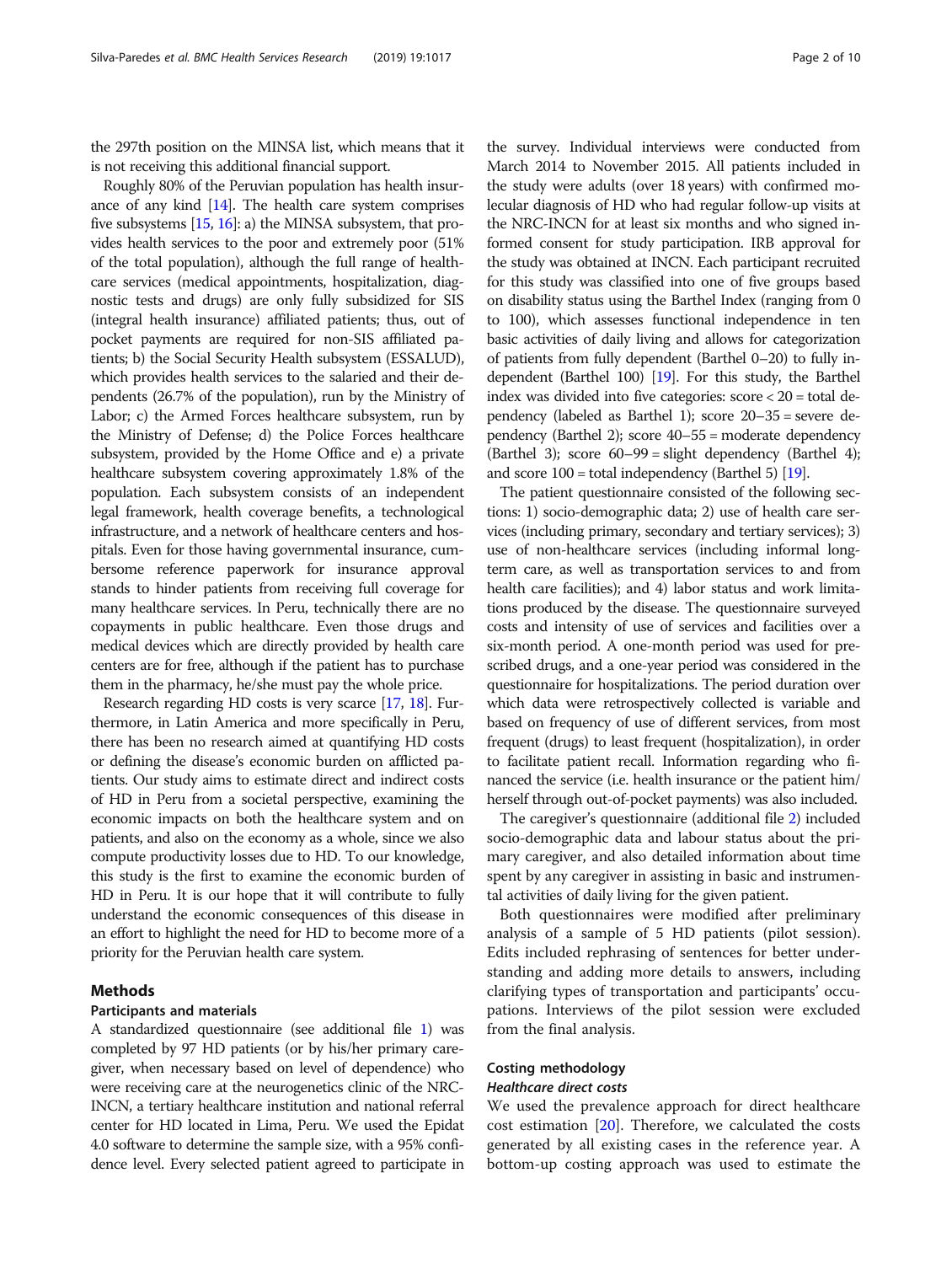the 297th position on the MINSA list, which means that it is not receiving this additional financial support.

Roughly 80% of the Peruvian population has health insurance of any kind [14]. The health care system comprises five subsystems [15, 16]: a) the MINSA subsystem, that provides health services to the poor and extremely poor (51% of the total population), although the full range of healthcare services (medical appointments, hospitalization, diagnostic tests and drugs) are only fully subsidized for SIS (integral health insurance) affiliated patients; thus, out of pocket payments are required for non-SIS affiliated patients; b) the Social Security Health subsystem (ESSALUD), which provides health services to the salaried and their dependents (26.7% of the population), run by the Ministry of Labor; c) the Armed Forces healthcare subsystem, run by the Ministry of Defense; d) the Police Forces healthcare subsystem, provided by the Home Office and e) a private healthcare subsystem covering approximately 1.8% of the population. Each subsystem consists of an independent legal framework, health coverage benefits, a technological infrastructure, and a network of healthcare centers and hospitals. Even for those having governmental insurance, cumbersome reference paperwork for insurance approval stands to hinder patients from receiving full coverage for many healthcare services. In Peru, technically there are no copayments in public healthcare. Even those drugs and medical devices which are directly provided by health care centers are for free, although if the patient has to purchase them in the pharmacy, he/she must pay the whole price.

Research regarding HD costs is very scarce [17, 18]. Furthermore, in Latin America and more specifically in Peru, there has been no research aimed at quantifying HD costs or defining the disease's economic burden on afflicted patients. Our study aims to estimate direct and indirect costs of HD in Peru from a societal perspective, examining the economic impacts on both the healthcare system and on patients, and also on the economy as a whole, since we also compute productivity losses due to HD. To our knowledge, this study is the first to examine the economic burden of HD in Peru. It is our hope that it will contribute to fully understand the economic consequences of this disease in an effort to highlight the need for HD to become more of a priority for the Peruvian health care system.

## Methods

### Participants and materials

A standardized questionnaire (see additional file 1) was completed by 97 HD patients (or by his/her primary caregiver, when necessary based on level of dependence) who were receiving care at the neurogenetics clinic of the NRC-INCN, a tertiary healthcare institution and national referral center for HD located in Lima, Peru. We used the Epidat 4.0 software to determine the sample size, with a 95% confidence level. Every selected patient agreed to participate in the survey. Individual interviews were conducted from March 2014 to November 2015. All patients included in the study were adults (over 18 years) with confirmed molecular diagnosis of HD who had regular follow-up visits at the NRC-INCN for at least six months and who signed informed consent for study participation. IRB approval for the study was obtained at INCN. Each participant recruited for this study was classified into one of five groups based on disability status using the Barthel Index (ranging from 0 to 100), which assesses functional independence in ten basic activities of daily living and allows for categorization of patients from fully dependent (Barthel 0–20) to fully independent (Barthel 100) [19]. For this study, the Barthel index was divided into five categories: score < 20 = total dependency (labeled as Barthel 1); score 20–35 = severe dependency (Barthel 2); score 40–55 = moderate dependency (Barthel 3); score 60–99 = slight dependency (Barthel 4); and score 100 = total independency (Barthel 5) [19].

The patient questionnaire consisted of the following sections: 1) socio-demographic data; 2) use of health care services (including primary, secondary and tertiary services); 3) use of non-healthcare services (including informal long-term care, as well as transportation services to and from health care facilities); and 4) labor status and work limitations produced by the disease. The questionnaire surveyed costs and intensity of use of services and facilities over a six-month period. A one-month period was used for prescribed drugs, and a one-year period was considered in the questionnaire for hospitalizations. The period duration over which data were retrospectively collected is variable and based on frequency of use of different services, from most frequent (drugs) to least frequent (hospitalization), in order to facilitate patient recall. Information regarding who financed the service (i.e. health insurance or the patient him/herself through out-of-pocket payments) was also included.

The caregiver's questionnaire (additional file 2) included socio-demographic data and labour status about the primary caregiver, and also detailed information about time spent by any caregiver in assisting in basic and instrumental activities of daily living for the given patient.

Both questionnaires were modified after preliminary analysis of a sample of 5 HD patients (pilot session). Edits included rephrasing of sentences for better understanding and adding more details to answers, including clarifying types of transportation and participants' occupations. Interviews of the pilot session were excluded from the final analysis.

### Costing methodology

#### *Healthcare direct costs*

We used the prevalence approach for direct healthcare cost estimation [20]. Therefore, we calculated the costs generated by all existing cases in the reference year. A bottom-up costing approach was used to estimate the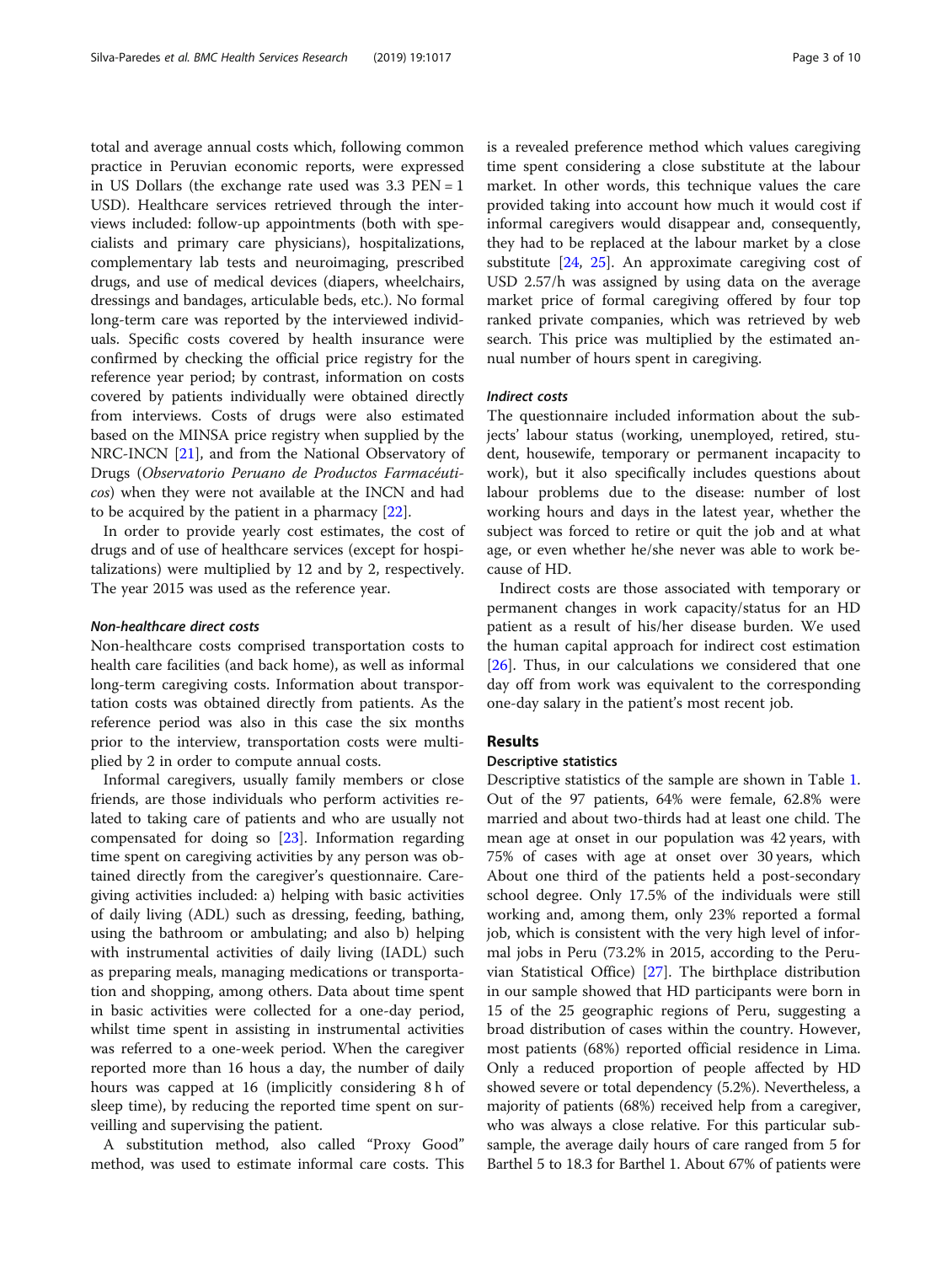total and average annual costs which, following common practice in Peruvian economic reports, were expressed in US Dollars (the exchange rate used was 3.3 PEN = 1 USD). Healthcare services retrieved through the interviews included: follow-up appointments (both with specialists and primary care physicians), hospitalizations, complementary lab tests and neuroimaging, prescribed drugs, and use of medical devices (diapers, wheelchairs, dressings and bandages, articulable beds, etc.). No formal long-term care was reported by the interviewed individuals. Specific costs covered by health insurance were confirmed by checking the official price registry for the reference year period; by contrast, information on costs covered by patients individually were obtained directly from interviews. Costs of drugs were also estimated based on the MINSA price registry when supplied by the NRC-INCN [21], and from the National Observatory of Drugs (*Observatorio Peruano de Productos Farmacéuticos*) when they were not available at the INCN and had to be acquired by the patient in a pharmacy [22].

In order to provide yearly cost estimates, the cost of drugs and of use of healthcare services (except for hospitalizations) were multiplied by 12 and by 2, respectively. The year 2015 was used as the reference year.

#### Non-healthcare direct costs

Non-healthcare costs comprised transportation costs to health care facilities (and back home), as well as informal long-term caregiving costs. Information about transportation costs was obtained directly from patients. As the reference period was also in this case the six months prior to the interview, transportation costs were multiplied by 2 in order to compute annual costs.

Informal caregivers, usually family members or close friends, are those individuals who perform activities related to taking care of patients and who are usually not compensated for doing so [23]. Information regarding time spent on caregiving activities by any person was obtained directly from the caregiver's questionnaire. Caregiving activities included: a) helping with basic activities of daily living (ADL) such as dressing, feeding, bathing, using the bathroom or ambulating; and also b) helping with instrumental activities of daily living (IADL) such as preparing meals, managing medications or transportation and shopping, among others. Data about time spent in basic activities were collected for a one-day period, whilst time spent in assisting in instrumental activities was referred to a one-week period. When the caregiver reported more than 16 houss a day, the number of daily hours was capped at 16 (implicitly considering 8 h of sleep time), by reducing the reported time spent on surveilling and supervising the patient.

A substitution method, also called "Proxy Good" method, was used to estimate informal care costs. This is a revealed preference method which values caregiving time spent considering a close substitute at the labour market. In other words, this technique values the care provided taking into account how much it would cost if informal caregivers would disappear and, consequently, they had to be replaced at the labour market by a close substitute [24, 25]. An approximate caregiving cost of USD 2.57/h was assigned by using data on the average market price of formal caregiving offered by four top ranked private companies, which was retrieved by web search. This price was multiplied by the estimated annual number of hours spent in caregiving.

#### Indirect costs

The questionnaire included information about the subjects' labour status (working, unemployed, retired, student, housewife, temporary or permanent incapacity to work), but it also specifically includes questions about labour problems due to the disease: number of lost working hours and days in the latest year, whether the subject was forced to retire or quit the job and at what age, or even whether he/she never was able to work because of HD.

Indirect costs are those associated with temporary or permanent changes in work capacity/status for an HD patient as a result of his/her disease burden. We used the human capital approach for indirect cost estimation [26]. Thus, in our calculations we considered that one day off from work was equivalent to the corresponding one-day salary in the patient's most recent job.

## Results

### Descriptive statistics

Descriptive statistics of the sample are shown in Table 1. Out of the 97 patients, 64% were female, 62.8% were married and about two-thirds had at least one child. The mean age at onset in our population was 42 years, with 75% of cases with age at onset over 30 years, which About one third of the patients held a post-secondary school degree. Only 17.5% of the individuals were still working and, among them, only 23% reported a formal job, which is consistent with the very high level of informal jobs in Peru (73.2% in 2015, according to the Peruvian Statistical Office) [27]. The birthplace distribution in our sample showed that HD participants were born in 15 of the 25 geographic regions of Peru, suggesting a broad distribution of cases within the country. However, most patients (68%) reported official residence in Lima. Only a reduced proportion of people affected by HD showed severe or total dependency (5.2%). Nevertheless, a majority of patients (68%) received help from a caregiver, who was always a close relative. For this particular subsample, the average daily hours of care ranged from 5 for Barthel 5 to 18.3 for Barthel 1. About 67% of patients were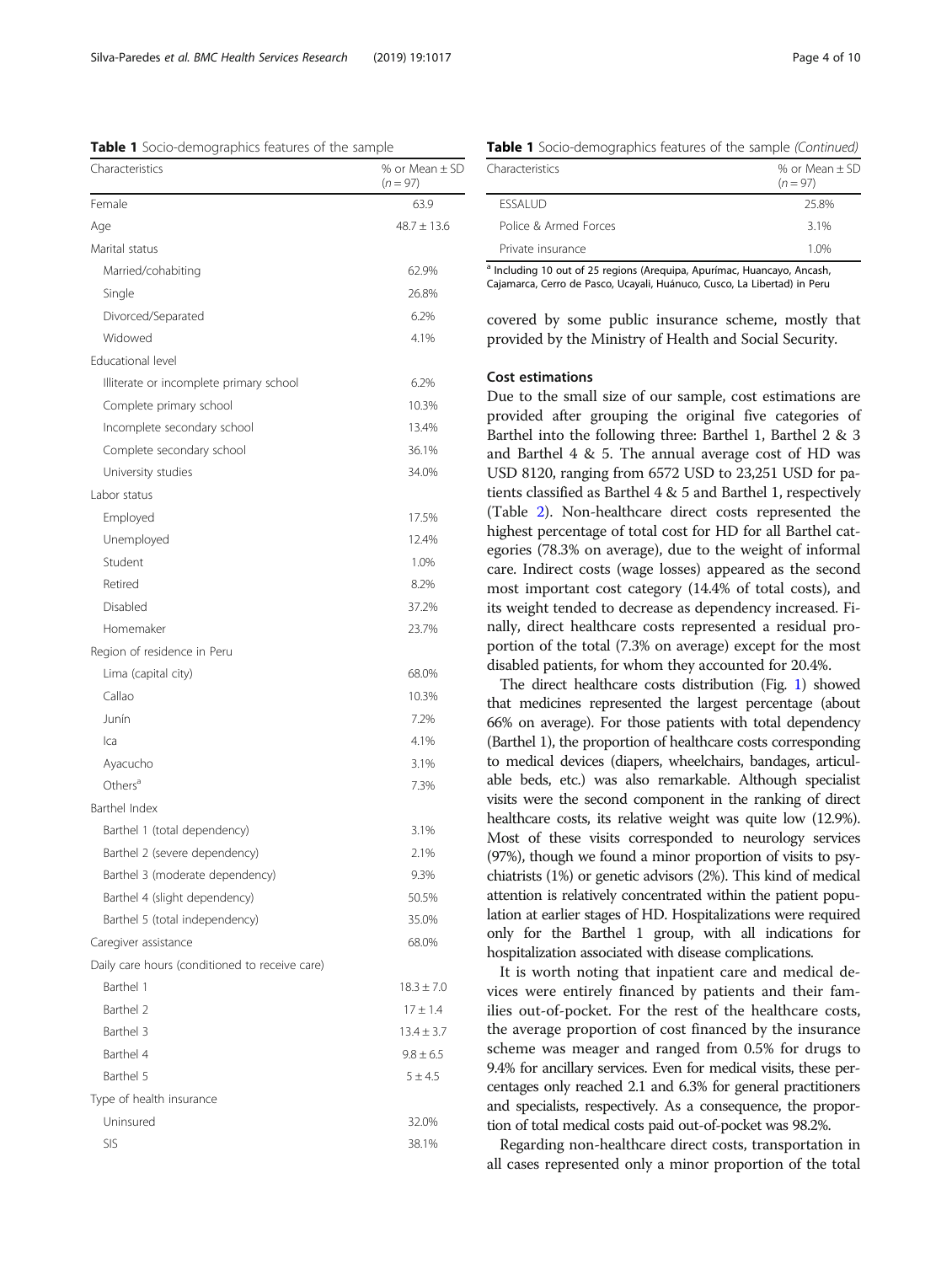**Table 1** Socio-demographics features of the sample

| Characteristics | % or Mean ± SD ($n = 97$) |
|---|---|
| Female | 63.9 |
| Age | 48.7 ± 13.6 |
| Marital status | |
| Married/cohabiting | 62.9% |
| Single | 26.8% |
| Divorced/Separated | 6.2% |
| Widowed | 4.1% |
| Educational level | |
| Illiterate or incomplete primary school | 6.2% |
| Complete primary school | 10.3% |
| Incomplete secondary school | 13.4% |
| Complete secondary school | 36.1% |
| University studies | 34.0% |
| Labor status | |
| Employed | 17.5% |
| Unemployed | 12.4% |
| Student | 1.0% |
| Retired | 8.2% |
| Disabled | 37.2% |
| Homemaker | 23.7% |
| Region of residence in Peru | |
| Lima (capital city) | 68.0% |
| Callao | 10.3% |
| Junín | 7.2% |
| Ica | 4.1% |
| Ayacucho | 3.1% |
| Others[a] | 7.3% |
| Barthel Index | |
| Barthel 1 (total dependency) | 3.1% |
| Barthel 2 (severe dependency) | 2.1% |
| Barthel 3 (moderate dependency) | 9.3% |
| Barthel 4 (slight dependency) | 50.5% |
| Barthel 5 (total independency) | 35.0% |
| Caregiver assistance | 68.0% |
| Daily care hours (conditioned to receive care) | |
| Barthel 1 | 18.3 ± 7.0 |
| Barthel 2 | 17 ± 1.4 |
| Barthel 3 | 13.4 ± 3.7 |
| Barthel 4 | 9.8 ± 6.5 |
| Barthel 5 | 5 ± 4.5 |
| Type of health insurance | |
| Uninsured | 32.0% |
| SIS | 38.1% |
| ESSALUD | 25.8% |
| Police & Armed Forces | 3.1% |
| Private insurance | 1.0% |

[a] Including 10 out of 25 regions (Arequipa, Apurímac, Huancayo, Ancash, Cajamarca, Cerro de Pasco, Ucayali, Huánuco, Cusco, La Libertad) in Peru

covered by some public insurance scheme, mostly that provided by the Ministry of Health and Social Security.

### Cost estimations

Due to the small size of our sample, cost estimations are provided after grouping the original five categories of Barthel into the following three: Barthel 1, Barthel 2 & 3 and Barthel 4 & 5. The annual average cost of HD was USD 8120, ranging from 6572 USD to 23,251 USD for patients classified as Barthel 4 & 5 and Barthel 1, respectively (Table 2). Non-healthcare direct costs represented the highest percentage of total cost for HD for all Barthel categories (78.3% on average), due to the weight of informal care. Indirect costs (wage losses) appeared as the second most important cost category (14.4% of total costs), and its weight tended to decrease as dependency increased. Finally, direct healthcare costs represented a residual proportion of the total (7.3% on average) except for the most disabled patients, for whom they accounted for 20.4%.

The direct healthcare costs distribution (Fig. 1) showed that medicines represented the largest percentage (about 66% on average). For those patients with total dependency (Barthel 1), the proportion of healthcare costs corresponding to medical devices (diapers, wheelchairs, bandages, articulable beds, etc.) was also remarkable. Although specialist visits were the second component in the ranking of direct healthcare costs, its relative weight was quite low (12.9%). Most of these visits corresponded to neurology services (97%), though we found a minor proportion of visits to psychiatrists (1%) or genetic advisors (2%). This kind of medical attention is relatively concentrated within the patient population at earlier stages of HD. Hospitalizations were required only for the Barthel 1 group, with all indications for hospitalization associated with disease complications.

It is worth noting that inpatient care and medical devices were entirely financed by patients and their families out-of-pocket. For the rest of the healthcare costs, the average proportion of cost financed by the insurance scheme was meager and ranged from 0.5% for drugs to 9.4% for ancillary services. Even for medical visits, these percentages only reached 2.1 and 6.3% for general practitioners and specialists, respectively. As a consequence, the proportion of total medical costs paid out-of-pocket was 98.2%.

Regarding non-healthcare direct costs, transportation in all cases represented only a minor proportion of the total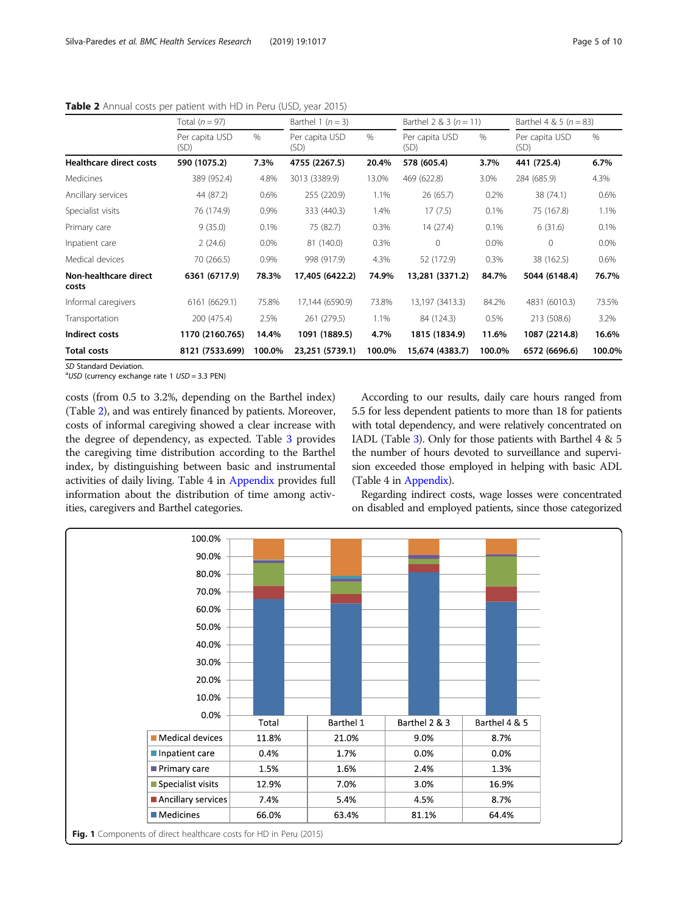**Table 2** Annual costs per patient with HD in Peru (USD, year 2015)

| | Total (n = 97) | | Barthel 1 (n = 3) | | Barthel 2 & 3 (n = 11) | | Barthel 4 & 5 (n = 83) | |
|---|---|---|---|---|---|---|---|---|
| | Per capita USD (SD) | % | Per capita USD (SD) | % | Per capita USD (SD) | % | Per capita USD (SD) | % |
| **Healthcare direct costs** | **590 (1075.2)** | **7.3%** | **4755 (2267.5)** | **20.4%** | **578 (605.4)** | **3.7%** | **441 (725.4)** | **6.7%** |
| Medicines | 389 (952.4) | 4.8% | 3013 (3389.9) | 13.0% | 469 (622.8) | 3.0% | 284 (685.9) | 4.3% |
| Ancillary services | 44 (87.2) | 0.6% | 255 (220.9) | 1.1% | 26 (65.7) | 0.2% | 38 (74.1) | 0.6% |
| Specialist visits | 76 (174.9) | 0.9% | 333 (440.3) | 1.4% | 17 (7.5) | 0.1% | 75 (167.8) | 1.1% |
| Primary care | 9 (35.0) | 0.1% | 75 (82.7) | 0.3% | 14 (27.4) | 0.1% | 6 (31.6) | 0.1% |
| Inpatient care | 2 (24.6) | 0.0% | 81 (140.0) | 0.3% | 0 | 0.0% | 0 | 0.0% |
| Medical devices | 70 (266.5) | 0.9% | 998 (917.9) | 4.3% | 52 (172.9) | 0.3% | 38 (162.5) | 0.6% |
| **Non-healthcare direct costs** | **6361 (6717.9)** | **78.3%** | **17,405 (6422.2)** | **74.9%** | **13,281 (3371.2)** | **84.7%** | **5044 (6148.4)** | **76.7%** |
| Informal caregivers | 6161 (6629.1) | 75.8% | 17,144 (6590.9) | 73.8% | 13,197 (3413.3) | 84.2% | 4831 (6010.3) | 73.5% |
| Transportation | 200 (475.4) | 2.5% | 261 (279.5) | 1.1% | 84 (124.3) | 0.5% | 213 (508.6) | 3.2% |
| **Indirect costs** | **1170 (2160.765)** | **14.4%** | **1091 (1889.5)** | **4.7%** | **1815 (1834.9)** | **11.6%** | **1087 (2214.8)** | **16.6%** |
| **Total costs** | **8121 (7533.699)** | **100.0%** | **23,251 (5739.1)** | **100.0%** | **15,674 (4383.7)** | **100.0%** | **6572 (6696.6)** | **100.0%** |

SD Standard Deviation.
[a]USD (currency exchange rate 1 USD = 3.3 PEN)

costs (from 0.5 to 3.2%, depending on the Barthel index) (Table 2), and was entirely financed by patients. Moreover, costs of informal caregiving showed a clear increase with the degree of dependency, as expected. Table 3 provides the caregiving time distribution according to the Barthel index, by distinguishing between basic and instrumental activities of daily living. Table 4 in Appendix provides full information about the distribution of time among activities, caregivers and Barthel categories.

According to our results, daily care hours ranged from 5.5 for less dependent patients to more than 18 for patients with total dependency, and were relatively concentrated on IADL (Table 3). Only for those patients with Barthel 4 & 5 the number of hours devoted to surveillance and supervision exceeded those employed in helping with basic ADL (Table 4 in Appendix).

Regarding indirect costs, wage losses were concentrated on disabled and employed patients, since those categorized

| | Total | Barthel 1 | Barthel 2 & 3 | Barthel 4 & 5 |
|---|---|---|---|---|
| Medical devices | 11.8% | 21.0% | 9.0% | 8.7% |
| Inpatient care | 0.4% | 1.7% | 0.0% | 0.0% |
| Primary care | 1.5% | 1.6% | 2.4% | 1.3% |
| Specialist visits | 12.9% | 7.0% | 3.0% | 16.9% |
| Ancillary services | 7.4% | 5.4% | 4.5% | 8.7% |
| Medicines | 66.0% | 63.4% | 81.1% | 64.4% |

**Fig. 1** Components of direct healthcare costs for HD in Peru (2015)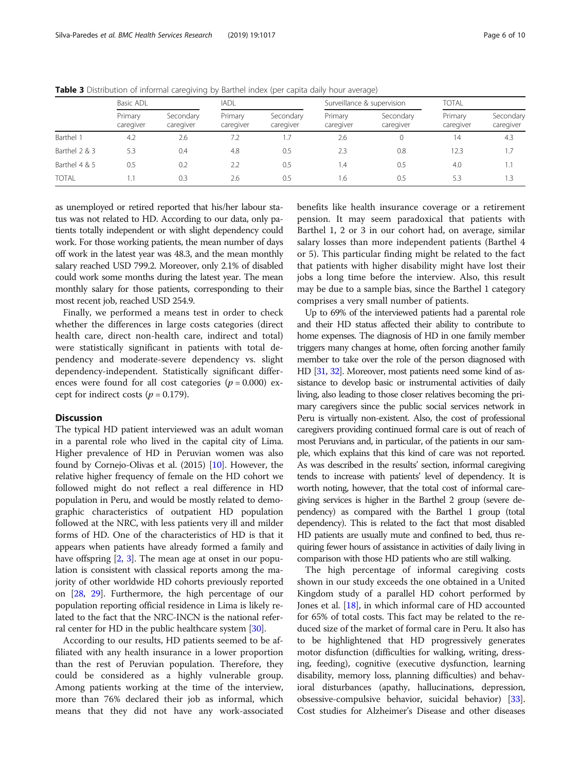**Table 3** Distribution of informal caregiving by Barthel index (per capita daily hour average)

| | Basic ADL | | IADL | | Surveillance & supervision | | TOTAL | |
|---|---|---|---|---|---|---|---|---|
| | Primary caregiver | Secondary caregiver | Primary caregiver | Secondary caregiver | Primary caregiver | Secondary caregiver | Primary caregiver | Secondary caregiver |
| Barthel 1 | 4.2 | 2.6 | 7.2 | 1.7 | 2.6 | 0 | 14 | 4.3 |
| Barthel 2 & 3 | 5.3 | 0.4 | 4.8 | 0.5 | 2.3 | 0.8 | 12.3 | 1.7 |
| Barthel 4 & 5 | 0.5 | 0.2 | 2.2 | 0.5 | 1.4 | 0.5 | 4.0 | 1.1 |
| TOTAL | 1.1 | 0.3 | 2.6 | 0.5 | 1.6 | 0.5 | 5.3 | 1.3 |

as unemployed or retired reported that his/her labour status was not related to HD. According to our data, only patients totally independent or with slight dependency could work. For those working patients, the mean number of days off work in the latest year was 48.3, and the mean monthly salary reached USD 799.2. Moreover, only 2.1% of disabled could work some months during the latest year. The mean monthly salary for those patients, corresponding to their most recent job, reached USD 254.9.

Finally, we performed a means test in order to check whether the differences in large costs categories (direct health care, direct non-health care, indirect and total) were statistically significant in patients with total dependency and moderate-severe dependency vs. slight dependency-independent. Statistically significant differences were found for all cost categories ($p = 0.000$) except for indirect costs ($p = 0.179$).

## Discussion

The typical HD patient interviewed was an adult woman in a parental role who lived in the capital city of Lima. Higher prevalence of HD in Peruvian women was also found by Cornejo-Olivas et al. (2015) [10]. However, the relative higher frequency of female on the HD cohort we followed might do not reflect a real difference in HD population in Peru, and would be mostly related to demographic characteristics of outpatient HD population followed at the NRC, with less patients very ill and milder forms of HD. One of the characteristics of HD is that it appears when patients have already formed a family and have offspring [2, 3]. The mean age at onset in our population is consistent with classical reports among the majority of other worldwide HD cohorts previously reported on [28, 29]. Furthermore, the high percentage of our population reporting official residence in Lima is likely related to the fact that the NRC-INCN is the national referral center for HD in the public healthcare system [30].

According to our results, HD patients seemed to be affiliated with any health insurance in a lower proportion than the rest of Peruvian population. Therefore, they could be considered as a highly vulnerable group. Among patients working at the time of the interview, more than 76% declared their job as informal, which means that they did not have any work-associated benefits like health insurance coverage or a retirement pension. It may seem paradoxical that patients with Barthel 1, 2 or 3 in our cohort had, on average, similar salary losses than more independent patients (Barthel 4 or 5). This particular finding might be related to the fact that patients with higher disability might have lost their jobs a long time before the interview. Also, this result may be due to a sample bias, since the Barthel 1 category comprises a very small number of patients.

Up to 69% of the interviewed patients had a parental role and their HD status affected their ability to contribute to home expenses. The diagnosis of HD in one family member triggers many changes at home, often forcing another family member to take over the role of the person diagnosed with HD [31, 32]. Moreover, most patients need some kind of assistance to develop basic or instrumental activities of daily living, also leading to those closer relatives becoming the primary caregivers since the public social services network in Peru is virtually non-existent. Also, the cost of professional caregivers providing continued formal care is out of reach of most Peruvians and, in particular, of the patients in our sample, which explains that this kind of care was not reported. As was described in the results' section, informal caregiving tends to increase with patients' level of dependency. It is worth noting, however, that the total cost of informal caregiving services is higher in the Barthel 2 group (severe dependency) as compared with the Barthel 1 group (total dependency). This is related to the fact that most disabled HD patients are usually mute and confined to bed, thus requiring fewer hours of assistance in activities of daily living in comparison with those HD patients who are still walking.

The high percentage of informal caregiving costs shown in our study exceeds the one obtained in a United Kingdom study of a parallel HD cohort performed by Jones et al. [18], in which informal care of HD accounted for 65% of total costs. This fact may be related to the reduced size of the market of formal care in Peru. It also has to be highlightened that HD progressively generates motor disfunction (difficulties for walking, writing, dressing, feeding), cognitive (executive dysfunction, learning disability, memory loss, planning difficulties) and behavioral disturbances (apathy, hallucinations, depression, obsessive-compulsive behavior, suicidal behavior) [33]. Cost studies for Alzheimer's Disease and other diseases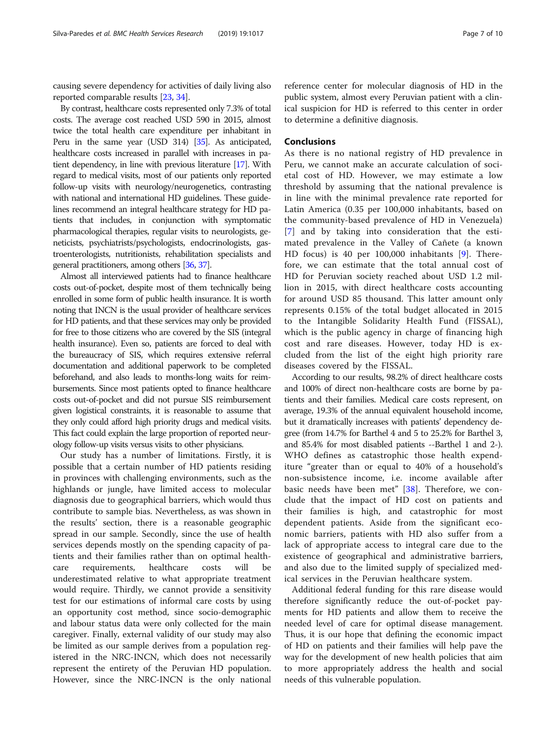causing severe dependency for activities of daily living also reported comparable results [23, 34].

By contrast, healthcare costs represented only 7.3% of total costs. The average cost reached USD 590 in 2015, almost twice the total health care expenditure per inhabitant in Peru in the same year (USD 314) [35]. As anticipated, healthcare costs increased in parallel with increases in patient dependency, in line with previous literature [17]. With regard to medical visits, most of our patients only reported follow-up visits with neurology/neurogenetics, contrasting with national and international HD guidelines. These guidelines recommend an integral healthcare strategy for HD patients that includes, in conjunction with symptomatic pharmacological therapies, regular visits to neurologists, geneticists, psychiatrists/psychologists, endocrinologists, gastroenterologists, nutritionists, rehabilitation specialists and general practitioners, among others [36, 37].

Almost all interviewed patients had to finance healthcare costs out-of-pocket, despite most of them technically being enrolled in some form of public health insurance. It is worth noting that INCN is the usual provider of healthcare services for HD patients, and that these services may only be provided for free to those citizens who are covered by the SIS (integral health insurance). Even so, patients are forced to deal with the bureaucracy of SIS, which requires extensive referral documentation and additional paperwork to be completed beforehand, and also leads to months-long waits for reimbursements. Since most patients opted to finance healthcare costs out-of-pocket and did not pursue SIS reimbursement given logistical constraints, it is reasonable to assume that they only could afford high priority drugs and medical visits. This fact could explain the large proportion of reported neurology follow-up visits versus visits to other physicians.

Our study has a number of limitations. Firstly, it is possible that a certain number of HD patients residing in provinces with challenging environments, such as the highlands or jungle, have limited access to molecular diagnosis due to geographical barriers, which would thus contribute to sample bias. Nevertheless, as was shown in the results' section, there is a reasonable geographic spread in our sample. Secondly, since the use of health services depends mostly on the spending capacity of patients and their families rather than on optimal healthcare requirements, healthcare costs will be underestimated relative to what appropriate treatment would require. Thirdly, we cannot provide a sensitivity test for our estimations of informal care costs by using an opportunity cost method, since socio-demographic and labour status data were only collected for the main caregiver. Finally, external validity of our study may also be limited as our sample derives from a population registered in the NRC-INCN, which does not necessarily represent the entirety of the Peruvian HD population. However, since the NRC-INCN is the only national reference center for molecular diagnosis of HD in the public system, almost every Peruvian patient with a clinical suspicion for HD is referred to this center in order to determine a definitive diagnosis.

## Conclusions

As there is no national registry of HD prevalence in Peru, we cannot make an accurate calculation of societal cost of HD. However, we may estimate a low threshold by assuming that the national prevalence is in line with the minimal prevalence rate reported for Latin America (0.35 per 100,000 inhabitants, based on the community-based prevalence of HD in Venezuela) [7] and by taking into consideration that the estimated prevalence in the Valley of Cañete (a known HD focus) is 40 per 100,000 inhabitants [9]. Therefore, we can estimate that the total annual cost of HD for Peruvian society reached about USD 1.2 million in 2015, with direct healthcare costs accounting for around USD 85 thousand. This latter amount only represents 0.15% of the total budget allocated in 2015 to the Intangible Solidarity Health Fund (FISSAL), which is the public agency in charge of financing high cost and rare diseases. However, today HD is excluded from the list of the eight high priority rare diseases covered by the FISSAL.

According to our results, 98.2% of direct healthcare costs and 100% of direct non-healthcare costs are borne by patients and their families. Medical care costs represent, on average, 19.3% of the annual equivalent household income, but it dramatically increases with patients' dependency degree (from 14.7% for Barthel 4 and 5 to 25.2% for Barthel 3, and 85.4% for most disabled patients --Barthel 1 and 2-). WHO defines as catastrophic those health expenditure "greater than or equal to 40% of a household's non-subsistence income, i.e. income available after basic needs have been met" [38]. Therefore, we conclude that the impact of HD cost on patients and their families is high, and catastrophic for most dependent patients. Aside from the significant economic barriers, patients with HD also suffer from a lack of appropriate access to integral care due to the existence of geographical and administrative barriers, and also due to the limited supply of specialized medical services in the Peruvian healthcare system.

Additional federal funding for this rare disease would therefore significantly reduce the out-of-pocket payments for HD patients and allow them to receive the needed level of care for optimal disease management. Thus, it is our hope that defining the economic impact of HD on patients and their families will help pave the way for the development of new health policies that aim to more appropriately address the health and social needs of this vulnerable population.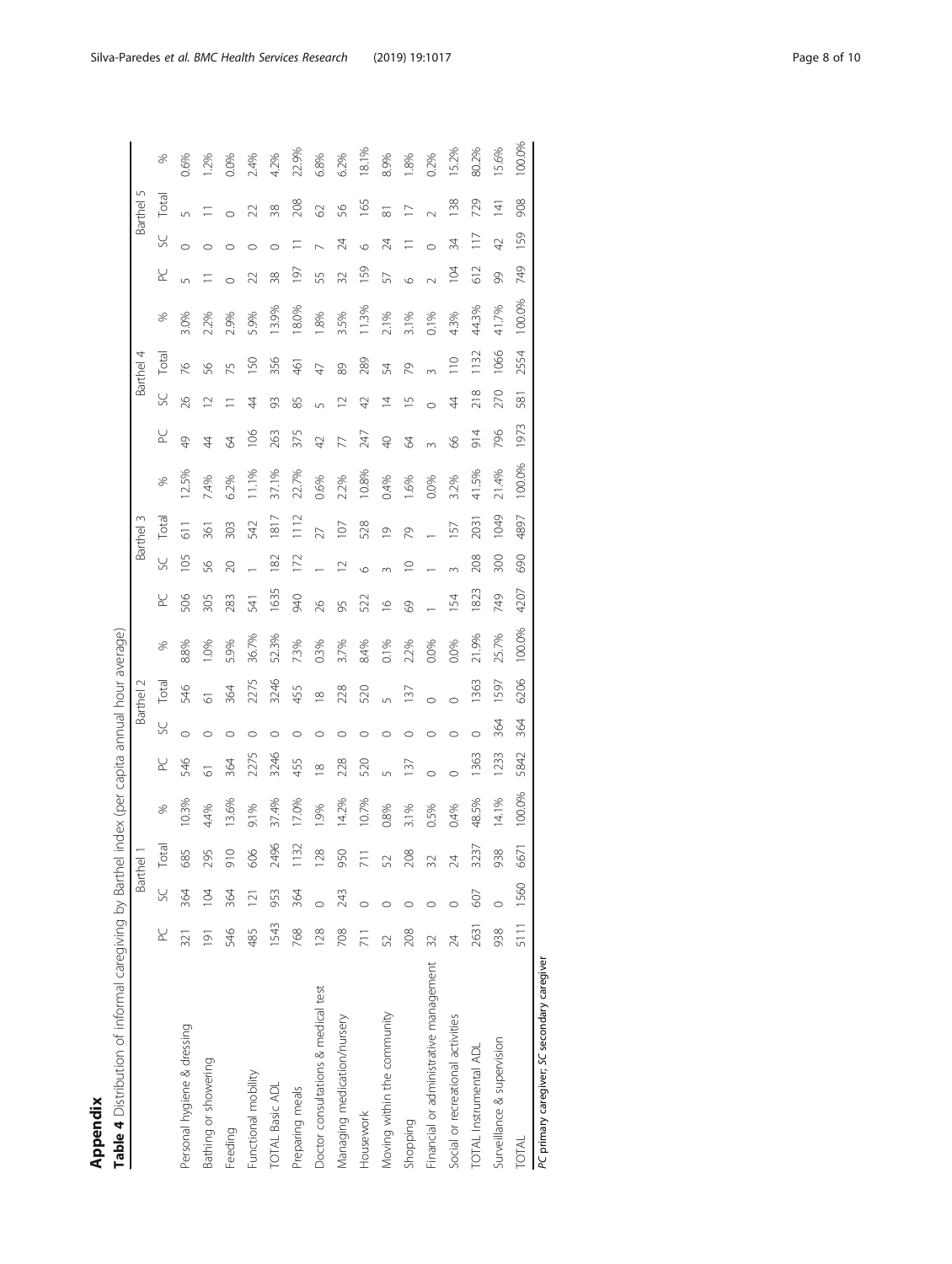## Appendix

**Table 4** Distribution of informal caregiving by Barthel index (per capita annual hour average)

| | Barthel 1 | | | | Barthel 2 | | | | Barthel 3 | | | | Barthel 4 | | | | Barthel 5 | | | |
|---|---|---|---|---|---|---|---|---|---|---|---|---|---|---|---|---|---|---|---|---|
| | PC | SC | Total | % | PC | SC | Total | % | PC | SC | Total | % | PC | SC | Total | % | PC | SC | Total | % |
| Personal hygiene & dressing | 321 | 364 | 685 | 10.3% | 546 | 0 | 546 | 8.8% | 506 | 105 | 611 | 12.5% | 49 | 26 | 76 | 3.0% | 5 | 0 | 5 | 0.6% |
| Bathing or showering | 191 | 104 | 295 | 4.4% | 61 | 0 | 61 | 1.0% | 305 | 56 | 361 | 7.4% | 44 | 12 | 56 | 2.2% | 11 | 0 | 11 | 1.2% |
| Feeding | 546 | 364 | 910 | 13.6% | 364 | 0 | 364 | 5.9% | 283 | 20 | 303 | 6.2% | 64 | 11 | 75 | 2.9% | 0 | 0 | 0 | 0.0% |
| Functional mobility | 485 | 121 | 606 | 9.1% | 2275 | 0 | 2275 | 36.7% | 541 | 1 | 542 | 11.1% | 106 | 44 | 150 | 5.9% | 22 | 0 | 22 | 2.4% |
| TOTAL Basic ADL | 1543 | 953 | 2496 | 37.4% | 3246 | 0 | 3246 | 52.3% | 1635 | 182 | 1817 | 37.1% | 263 | 93 | 356 | 13.9% | 38 | 0 | 38 | 4.2% |
| Preparing meals | 768 | 364 | 1132 | 17.0% | 455 | 0 | 455 | 7.3% | 940 | 172 | 1112 | 22.7% | 375 | 85 | 461 | 18.0% | 197 | 11 | 208 | 22.9% |
| Doctor consultations & medical test | 128 | 0 | 128 | 1.9% | 18 | 0 | 18 | 0.3% | 26 | 1 | 27 | 0.6% | 42 | 5 | 47 | 1.8% | 55 | 7 | 62 | 6.8% |
| Managing medication/nursery | 708 | 243 | 950 | 14.2% | 228 | 0 | 228 | 3.7% | 95 | 12 | 107 | 2.2% | 77 | 12 | 89 | 3.5% | 32 | 24 | 56 | 6.2% |
| Housework | 711 | 0 | 711 | 10.7% | 520 | 0 | 520 | 8.4% | 522 | 6 | 528 | 10.8% | 247 | 42 | 289 | 11.3% | 159 | 6 | 165 | 18.1% |
| Moving within the community | 52 | 0 | 52 | 0.8% | 5 | 0 | 5 | 0.1% | 16 | 3 | 19 | 0.4% | 40 | 14 | 54 | 2.1% | 57 | 24 | 81 | 8.9% |
| Shopping | 208 | 0 | 208 | 3.1% | 137 | 0 | 137 | 2.2% | 69 | 10 | 79 | 1.6% | 64 | 15 | 79 | 3.1% | 6 | 11 | 17 | 1.8% |
| Financial or administrative management | 32 | 0 | 32 | 0.5% | 0 | 0 | 0 | 0.0% | 1 | 1 | 1 | 0.0% | 3 | 0 | 3 | 0.1% | 2 | 0 | 2 | 0.2% |
| Social or recreational activities | 24 | 0 | 24 | 0.4% | 0 | 0 | 0 | 0.0% | 154 | 3 | 157 | 3.2% | 66 | 44 | 110 | 4.3% | 104 | 34 | 138 | 15.2% |
| TOTAL Instrumental ADL | 2631 | 607 | 3237 | 48.5% | 1363 | 0 | 1363 | 21.9% | 1823 | 208 | 2031 | 41.5% | 914 | 218 | 1132 | 44.3% | 612 | 117 | 729 | 80.2% |
| Surveillance & supervision | 938 | 0 | 938 | 14.1% | 1233 | 364 | 1597 | 25.7% | 749 | 300 | 1049 | 21.4% | 796 | 270 | 1066 | 41.7% | 99 | 42 | 141 | 15.6% |
| TOTAL | 5111 | 1560 | 6671 | 100.0% | 5842 | 364 | 6206 | 100.0% | 4207 | 690 | 4897 | 100.0% | 1973 | 581 | 2554 | 100.0% | 749 | 159 | 908 | 100.0% |

*PC* primary caregiver; *SC* secondary caregiver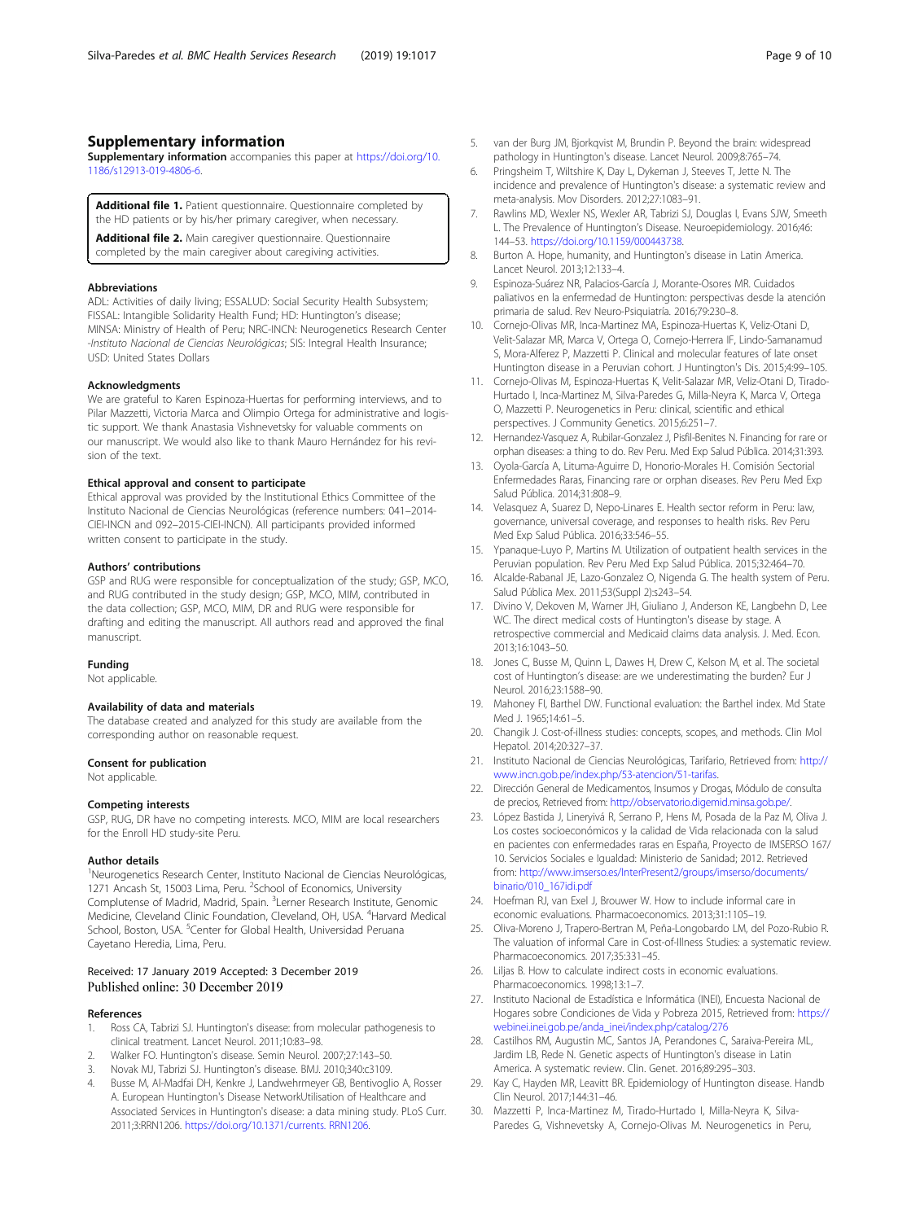## Supplementary information

**Supplementary information** accompanies this paper at https://doi.org/10.1186/s12913-019-4806-6.

**Additional file 1.** Patient questionnaire. Questionnaire completed by the HD patients or by his/her primary caregiver, when necessary.

**Additional file 2.** Main caregiver questionnaire. Questionnaire completed by the main caregiver about caregiving activities.

### Abbreviations

ADL: Activities of daily living; ESSALUD: Social Security Health Subsystem; FISSAL: Intangible Solidarity Health Fund; HD: Huntington's disease; MINSA: Ministry of Health of Peru; NRC-INCN: Neurogenetics Research Center -*Instituto Nacional de Ciencias Neurológicas*; SIS: Integral Health Insurance; USD: United States Dollars

### Acknowledgments

We are grateful to Karen Espinoza-Huertas for performing interviews, and to Pilar Mazzetti, Victoria Marca and Olimpio Ortega for administrative and logistic support. We thank Anastasia Vishnevetsky for valuable comments on our manuscript. We would also like to thank Mauro Hernández for his revision of the text.

### Ethical approval and consent to participate

Ethical approval was provided by the Institutional Ethics Committee of the Instituto Nacional de Ciencias Neurológicas (reference numbers: 041–2014-CIEI-INCN and 092–2015-CIEI-INCN). All participants provided informed written consent to participate in the study.

### Authors' contributions

GSP and RUG were responsible for conceptualization of the study; GSP, MCO, and RUG contributed in the study design; GSP, MCO, MIM, contributed in the data collection; GSP, MCO, MIM, DR and RUG were responsible for drafting and editing the manuscript. All authors read and approved the final manuscript.

### Funding

Not applicable.

### Availability of data and materials

The database created and analyzed for this study are available from the corresponding author on reasonable request.

### Consent for publication

Not applicable.

### Competing interests

GSP, RUG, DR have no competing interests. MCO, MIM are local researchers for the Enroll HD study-site Peru.

### Author details

[1]Neurogenetics Research Center, Instituto Nacional de Ciencias Neurológicas, 1271 Ancash St, 15003 Lima, Peru. [2]School of Economics, University Complutense of Madrid, Madrid, Spain. [3]Lerner Research Institute, Genomic Medicine, Cleveland Clinic Foundation, Cleveland, OH, USA. [4]Harvard Medical School, Boston, USA. [5]Center for Global Health, Universidad Peruana Cayetano Heredia, Lima, Peru.

Received: 17 January 2019 Accepted: 3 December 2019
Published online: 30 December 2019

### References

1. Ross CA, Tabrizi SJ. Huntington's disease: from molecular pathogenesis to clinical treatment. Lancet Neurol. 2011;10:83–98.
2. Walker FO. Huntington's disease. Semin Neurol. 2007;27:143–50.
3. Novak MJ, Tabrizi SJ. Huntington's disease. BMJ. 2010;340:c3109.
4. Busse M, Al-Madfai DH, Kenkre J, Landwehrmeyer GB, Bentivoglio A, Rosser A. European Huntington's Disease NetworkUtilisation of Healthcare and Associated Services in Huntington's disease: a data mining study. PLoS Curr. 2011;3:RRN1206. https://doi.org/10.1371/currents. RRN1206.
5. van der Burg JM, Bjorkqvist M, Brundin P. Beyond the brain: widespread pathology in Huntington's disease. Lancet Neurol. 2009;8:765–74.
6. Pringsheim T, Wiltshire K, Day L, Dykeman J, Steeves T, Jette N. The incidence and prevalence of Huntington's disease: a systematic review and meta-analysis. Mov Disorders. 2012;27:1083–91.
7. Rawlins MD, Wexler NS, Wexler AR, Tabrizi SJ, Douglas I, Evans SJW, Smeeth L. The Prevalence of Huntington's Disease. Neuroepidemiology. 2016;46:144–53. https://doi.org/10.1159/000443738.
8. Burton A. Hope, humanity, and Huntington's disease in Latin America. Lancet Neurol. 2013;12:133–4.
9. Espinoza-Suárez NR, Palacios-García J, Morante-Osores MR. Cuidados paliativos en la enfermedad de Huntington: perspectivas desde la atención primaria de salud. Rev Neuro-Psiquiatría. 2016;79:230–8.
10. Cornejo-Olivas MR, Inca-Martinez MA, Espinoza-Huertas K, Veliz-Otani D, Velit-Salazar MR, Marca V, Ortega O, Cornejo-Herrera IF, Lindo-Samanamud S, Mora-Alferez P, Mazzetti P. Clinical and molecular features of late onset Huntington disease in a Peruvian cohort. J Huntington's Dis. 2015;4:99–105.
11. Cornejo-Olivas M, Espinoza-Huertas K, Velit-Salazar MR, Veliz-Otani D, Tirado-Hurtado I, Inca-Martinez M, Silva-Paredes G, Milla-Neyra K, Marca V, Ortega O, Mazzetti P. Neurogenetics in Peru: clinical, scientific and ethical perspectives. J Community Genetics. 2015;6:251–7.
12. Hernandez-Vasquez A, Rubilar-Gonzalez J, Pisfil-Benites N. Financing for rare or orphan diseases: a thing to do. Rev Peru Med Exp Salud Pública. 2014;31:393.
13. Oyola-García A, Lituma-Aguirre D, Honorio-Morales H. Comisión Sectorial Enfermedades Raras, Financing rare or orphan diseases. Rev Peru Med Exp Salud Pública. 2014;31:808–9.
14. Velasquez A, Suarez D, Nepo-Linares E. Health sector reform in Peru: law, governance, universal coverage, and responses to health risks. Rev Peru Med Exp Salud Pública. 2016;33:546–55.
15. Ypanaque-Luyo P, Martins M. Utilization of outpatient health services in the Peruvian population. Rev Peru Med Exp Salud Pública. 2015;32:464–70.
16. Alcalde-Rabanal JE, Lazo-Gonzalez O, Nigenda G. The health system of Peru. Salud Pública Mex. 2011;53(Suppl 2):s243–54.
17. Divino V, Dekoven M, Warner JH, Giuliano J, Anderson KE, Langbehn D, Lee WC. The direct medical costs of Huntington's disease by stage. A retrospective commercial and Medicaid claims data analysis. J. Med. Econ. 2013;16:1043–50.
18. Jones C, Busse M, Quinn L, Dawes H, Drew C, Kelson M, et al. The societal cost of Huntington's disease: are we underestimating the burden? Eur J Neurol. 2016;23:1588–90.
19. Mahoney FI, Barthel DW. Functional evaluation: the Barthel index. Md State Med J. 1965;14:61–5.
20. Changik J. Cost-of-illness studies: concepts, scopes, and methods. Clin Mol Hepatol. 2014;20:327–37.
21. Instituto Nacional de Ciencias Neurológicas, Tarifario, Retrieved from: http://www.incn.gob.pe/index.php/53-atencion/51-tarifas.
22. Dirección General de Medicamentos, Insumos y Drogas, Módulo de consulta de precios, Retrieved from: http://observatorio.digemid.minsa.gob.pe/.
23. López Bastida J, Lineryivá R, Serrano P, Hens M, Posada de la Paz M, Oliva J. Los costes socioeconómicos y la calidad de Vida relacionada con la salud en pacientes con enfermedades raras en España, Proyecto de IMSERSO 167/10. Servicios Sociales e Igualdad: Ministerio de Sanidad; 2012. Retrieved from: http://www.imserso.es/InterPresent2/groups/imserso/documents/binario/010_167idi.pdf
24. Hoefman RJ, van Exel J, Brouwer W. How to include informal care in economic evaluations. Pharmacoeconomics. 2013;31:1105–19.
25. Oliva-Moreno J, Trapero-Bertran M, Peña-Longobardo LM, del Pozo-Rubio R. The valuation of informal Care in Cost-of-Illness Studies: a systematic review. Pharmacoeconomics. 2017;35:331–45.
26. Liljas B. How to calculate indirect costs in economic evaluations. Pharmacoeconomics. 1998;13:1–7.
27. Instituto Nacional de Estadística e Informática (INEI), Encuesta Nacional de Hogares sobre Condiciones de Vida y Pobreza 2015, Retrieved from: https://webinei.inei.gob.pe/anda_inei/index.php/catalog/276
28. Castilhos RM, Augustin MC, Santos JA, Perandones C, Saraiva-Pereira ML, Jardim LB, Rede N. Genetic aspects of Huntington's disease in Latin America. A systematic review. Clin. Genet. 2016;89:295–303.
29. Kay C, Hayden MR, Leavitt BR. Epidemiology of Huntington disease. Handb Clin Neurol. 2017;144:31–46.
30. Mazzetti P, Inca-Martinez M, Tirado-Hurtado I, Milla-Neyra K, Silva-Paredes G, Vishnevetsky A, Cornejo-Olivas M. Neurogenetics in Peru,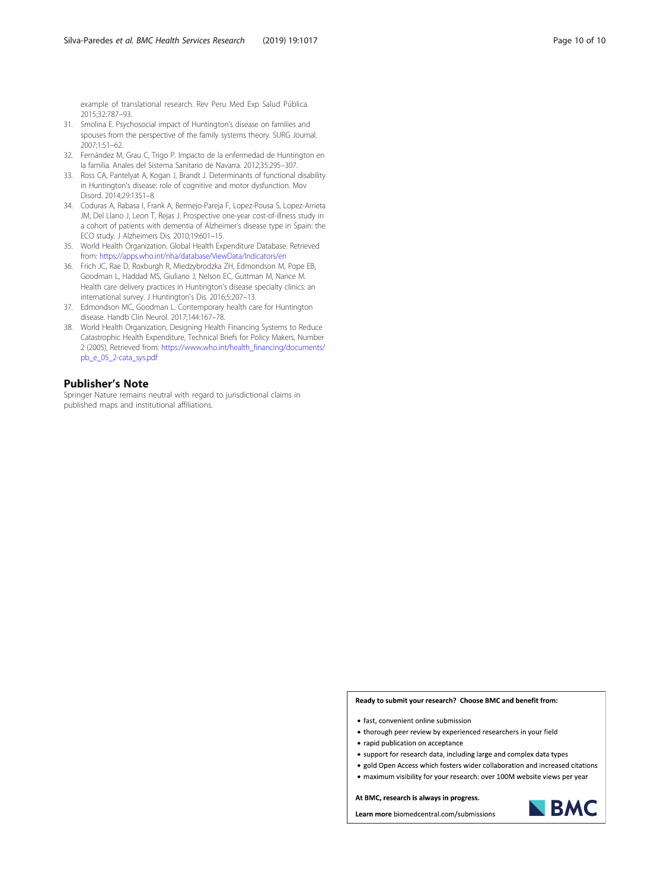example of translational research. Rev Peru Med Exp Salud Pública. 2015;32:787–93.

31. Smolina E. Psychosocial impact of Huntington's disease on families and spouses from the perspective of the family systems theory. SURG Journal. 2007;1:51–62.
32. Fernández M, Grau C, Trigo P. Impacto de la enfermedad de Huntington en la familia. Anales del Sistema Sanitario de Navarra. 2012;35:295–307.
33. Ross CA, Pantelyat A, Kogan J, Brandt J. Determinants of functional disability in Huntington's disease: role of cognitive and motor dysfunction. Mov Disord. 2014;29:1351–8.
34. Coduras A, Rabasa I, Frank A, Bermejo-Pareja F, Lopez-Pousa S, Lopez-Arrieta JM, Del Llano J, Leon T, Rejas J. Prospective one-year cost-of-illness study in a cohort of patients with dementia of Alzheimer's disease type in Spain: the ECO study. J Alzheimers Dis. 2010;19:601–15.
35. World Health Organization. Global Health Expenditure Database. Retrieved from: https://apps.who.int/nha/database/ViewData/Indicators/en
36. Frich JC, Rae D, Roxburgh R, Miedzybrodzka ZH, Edmondson M, Pope EB, Goodman L, Haddad MS, Giuliano J, Nelson EC, Guttman M, Nance M. Health care delivery practices in Huntington's disease specialty clinics: an international survey. J Huntington's Dis. 2016;5:207–13.
37. Edmondson MC, Goodman L. Contemporary health care for Huntington disease. Handb Clin Neurol. 2017;144:167–78.
38. World Health Organization, Designing Health Financing Systems to Reduce Catastrophic Health Expenditure, Technical Briefs for Policy Makers, Number 2 (2005), Retrieved from: https://www.who.int/health_financing/documents/pb_e_05_2-cata_sys.pdf

## Publisher's Note

Springer Nature remains neutral with regard to jurisdictional claims in published maps and institutional affiliations.

**Ready to submit your research? Choose BMC and benefit from:**

- fast, convenient online submission
- thorough peer review by experienced researchers in your field
- rapid publication on acceptance
- support for research data, including large and complex data types
- gold Open Access which fosters wider collaboration and increased citations
- maximum visibility for your research: over 100M website views per year

**At BMC, research is always in progress.**

**Learn more** biomedcentral.com/submissions